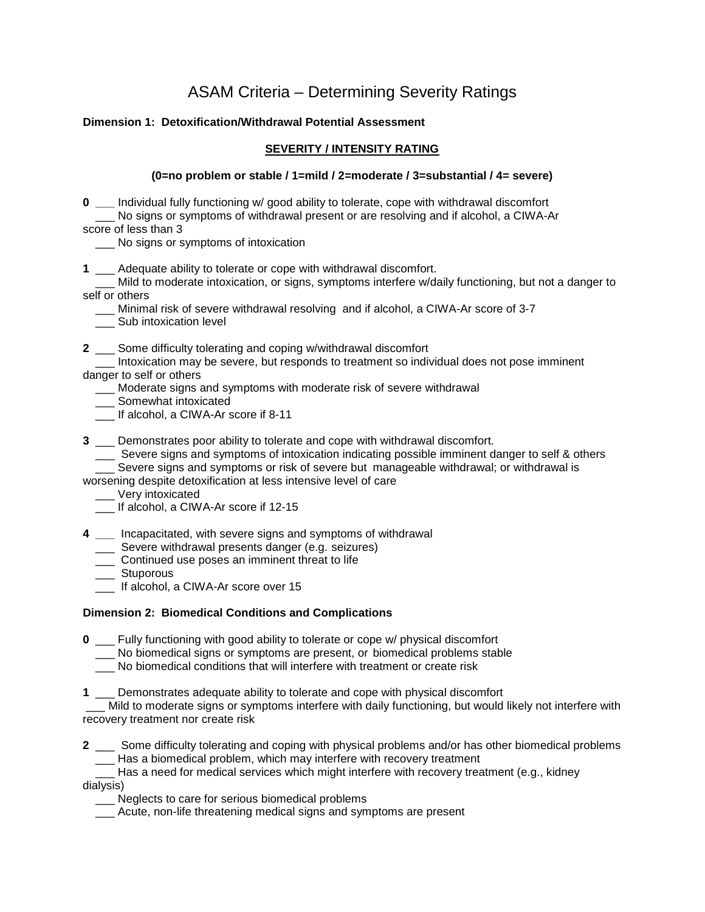# ASAM Criteria – Determining Severity Ratings

**Dimension 1: Detoxification/Withdrawal Potential Assessment**

**SEVERITY / INTENSITY RATING**

**(0=no problem or stable / 1=mild / 2=moderate / 3=substantial / 4= severe)**

**0** ___ Individual fully functioning w/ good ability to tolerate, cope with withdrawal discomfort
___ No signs or symptoms of withdrawal present or are resolving and if alcohol, a CIWA-Ar score of less than 3
___ No signs or symptoms of intoxication

**1** ___ Adequate ability to tolerate or cope with withdrawal discomfort.
___ Mild to moderate intoxication, or signs, symptoms interfere w/daily functioning, but not a danger to self or others
___ Minimal risk of severe withdrawal resolving and if alcohol, a CIWA-Ar score of 3-7
___ Sub intoxication level

**2** ___ Some difficulty tolerating and coping w/withdrawal discomfort
___ Intoxication may be severe, but responds to treatment so individual does not pose imminent danger to self or others
___ Moderate signs and symptoms with moderate risk of severe withdrawal
___ Somewhat intoxicated
___ If alcohol, a CIWA-Ar score if 8-11

**3** ___ Demonstrates poor ability to tolerate and cope with withdrawal discomfort.
___ Severe signs and symptoms of intoxication indicating possible imminent danger to self & others
___ Severe signs and symptoms or risk of severe but manageable withdrawal; or withdrawal is worsening despite detoxification at less intensive level of care
___ Very intoxicated
___ If alcohol, a CIWA-Ar score if 12-15

**4** ___ Incapacitated, with severe signs and symptoms of withdrawal
___ Severe withdrawal presents danger (e.g. seizures)
___ Continued use poses an imminent threat to life
___ Stuporous
___ If alcohol, a CIWA-Ar score over 15

**Dimension 2: Biomedical Conditions and Complications**

**0** ___ Fully functioning with good ability to tolerate or cope w/ physical discomfort
___ No biomedical signs or symptoms are present, or biomedical problems stable
___ No biomedical conditions that will interfere with treatment or create risk

**1** ___ Demonstrates adequate ability to tolerate and cope with physical discomfort
___ Mild to moderate signs or symptoms interfere with daily functioning, but would likely not interfere with recovery treatment nor create risk

**2** ___ Some difficulty tolerating and coping with physical problems and/or has other biomedical problems
___ Has a biomedical problem, which may interfere with recovery treatment
___ Has a need for medical services which might interfere with recovery treatment (e.g., kidney dialysis)
___ Neglects to care for serious biomedical problems
___ Acute, non-life threatening medical signs and symptoms are present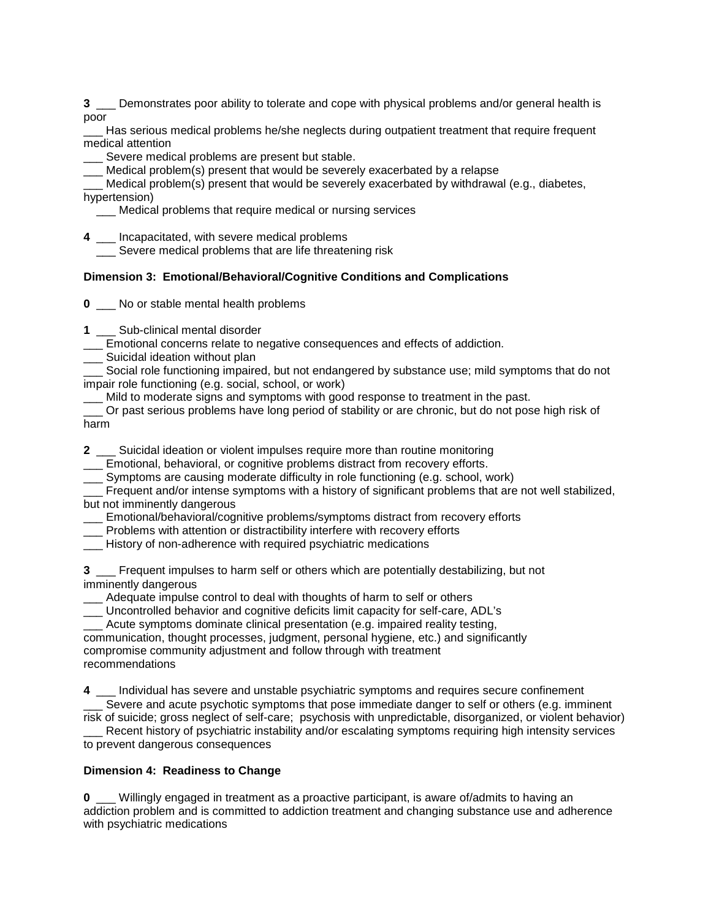**3** ___ Demonstrates poor ability to tolerate and cope with physical problems and/or general health is poor

___ Has serious medical problems he/she neglects during outpatient treatment that require frequent medical attention

___ Severe medical problems are present but stable.

___ Medical problem(s) present that would be severely exacerbated by a relapse

___ Medical problem(s) present that would be severely exacerbated by withdrawal (e.g., diabetes, hypertension)

___ Medical problems that require medical or nursing services

**4** ___ Incapacitated, with severe medical problems

___ Severe medical problems that are life threatening risk

**Dimension 3: Emotional/Behavioral/Cognitive Conditions and Complications**

**0** ___ No or stable mental health problems

**1** ___ Sub-clinical mental disorder

___ Emotional concerns relate to negative consequences and effects of addiction.

___ Suicidal ideation without plan

___ Social role functioning impaired, but not endangered by substance use; mild symptoms that do not impair role functioning (e.g. social, school, or work)

___ Mild to moderate signs and symptoms with good response to treatment in the past.

___ Or past serious problems have long period of stability or are chronic, but do not pose high risk of harm

**2** ___ Suicidal ideation or violent impulses require more than routine monitoring

___ Emotional, behavioral, or cognitive problems distract from recovery efforts.

___ Symptoms are causing moderate difficulty in role functioning (e.g. school, work)

___ Frequent and/or intense symptoms with a history of significant problems that are not well stabilized, but not imminently dangerous

___ Emotional/behavioral/cognitive problems/symptoms distract from recovery efforts

___ Problems with attention or distractibility interfere with recovery efforts

___ History of non-adherence with required psychiatric medications

**3** ___ Frequent impulses to harm self or others which are potentially destabilizing, but not imminently dangerous

___ Adequate impulse control to deal with thoughts of harm to self or others

___ Uncontrolled behavior and cognitive deficits limit capacity for self-care, ADL's

___ Acute symptoms dominate clinical presentation (e.g. impaired reality testing, communication, thought processes, judgment, personal hygiene, etc.) and significantly compromise community adjustment and follow through with treatment recommendations

**4** ___ Individual has severe and unstable psychiatric symptoms and requires secure confinement

___ Severe and acute psychotic symptoms that pose immediate danger to self or others (e.g. imminent risk of suicide; gross neglect of self-care; psychosis with unpredictable, disorganized, or violent behavior)

___ Recent history of psychiatric instability and/or escalating symptoms requiring high intensity services to prevent dangerous consequences

**Dimension 4: Readiness to Change**

**0** ___ Willingly engaged in treatment as a proactive participant, is aware of/admits to having an addiction problem and is committed to addiction treatment and changing substance use and adherence with psychiatric medications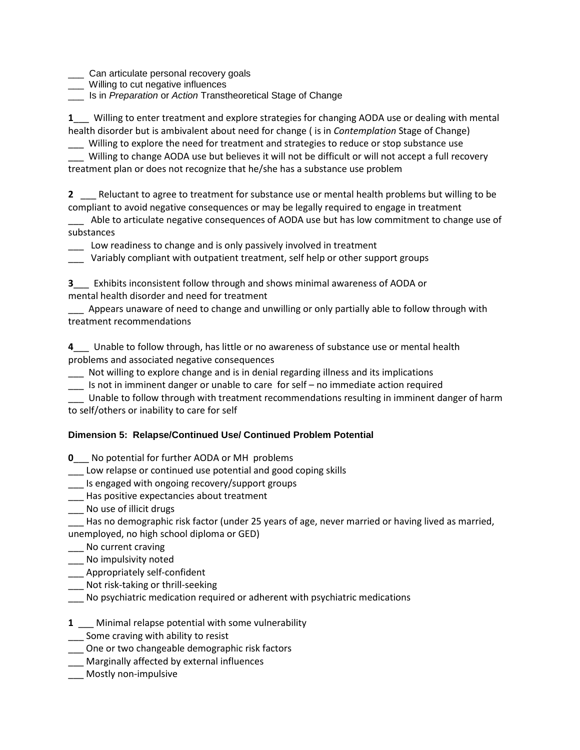___ Can articulate personal recovery goals
___ Willing to cut negative influences
___ Is in *Preparation* or *Action* Transtheoretical Stage of Change

**1**___ Willing to enter treatment and explore strategies for changing AODA use or dealing with mental health disorder but is ambivalent about need for change ( is in *Contemplation* Stage of Change)
___ Willing to explore the need for treatment and strategies to reduce or stop substance use
___ Willing to change AODA use but believes it will not be difficult or will not accept a full recovery treatment plan or does not recognize that he/she has a substance use problem

**2** ___ Reluctant to agree to treatment for substance use or mental health problems but willing to be compliant to avoid negative consequences or may be legally required to engage in treatment
___ Able to articulate negative consequences of AODA use but has low commitment to change use of substances
___ Low readiness to change and is only passively involved in treatment
___ Variably compliant with outpatient treatment, self help or other support groups

**3**___ Exhibits inconsistent follow through and shows minimal awareness of AODA or mental health disorder and need for treatment
___ Appears unaware of need to change and unwilling or only partially able to follow through with treatment recommendations

**4**___ Unable to follow through, has little or no awareness of substance use or mental health problems and associated negative consequences
___ Not willing to explore change and is in denial regarding illness and its implications
___ Is not in imminent danger or unable to care for self – no immediate action required
___ Unable to follow through with treatment recommendations resulting in imminent danger of harm to self/others or inability to care for self

**Dimension 5: Relapse/Continued Use/ Continued Problem Potential**

**0**___ No potential for further AODA or MH problems
___ Low relapse or continued use potential and good coping skills
___ Is engaged with ongoing recovery/support groups
___ Has positive expectancies about treatment
___ No use of illicit drugs
___ Has no demographic risk factor (under 25 years of age, never married or having lived as married, unemployed, no high school diploma or GED)
___ No current craving
___ No impulsivity noted
___ Appropriately self-confident
___ Not risk-taking or thrill-seeking
___ No psychiatric medication required or adherent with psychiatric medications

**1** ___ Minimal relapse potential with some vulnerability
___ Some craving with ability to resist
___ One or two changeable demographic risk factors
___ Marginally affected by external influences
___ Mostly non-impulsive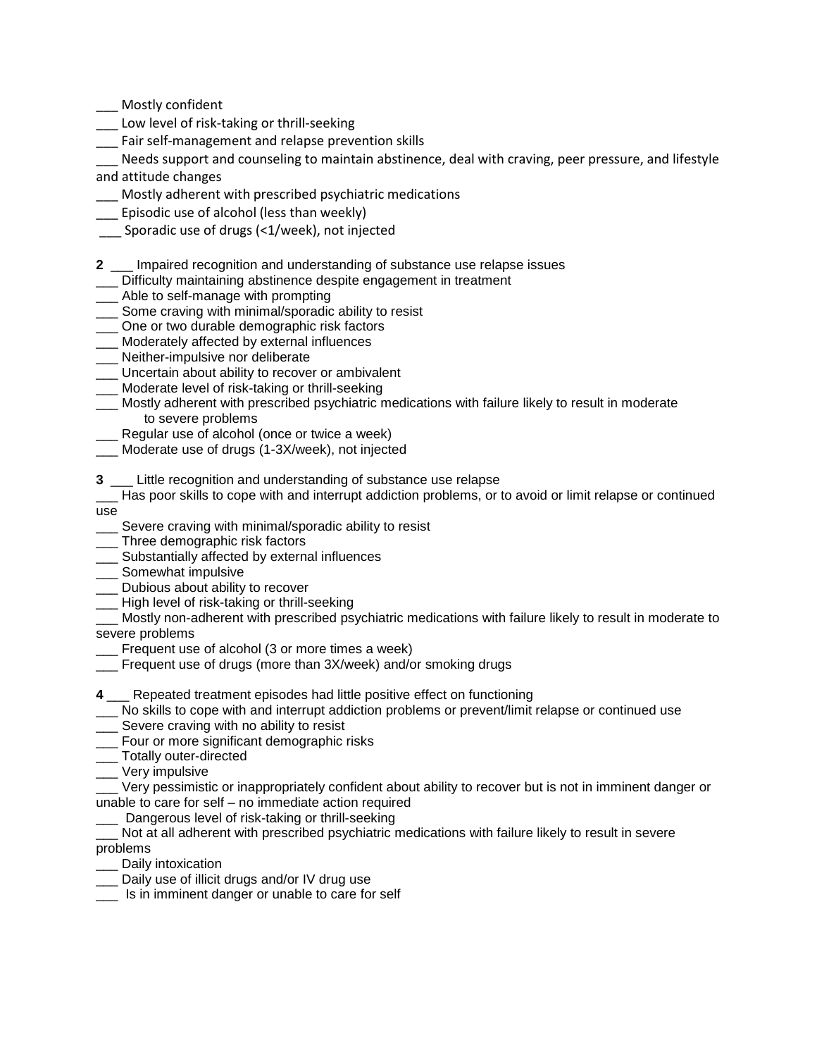___ Mostly confident
___ Low level of risk-taking or thrill-seeking
___ Fair self-management and relapse prevention skills
___ Needs support and counseling to maintain abstinence, deal with craving, peer pressure, and lifestyle and attitude changes
___ Mostly adherent with prescribed psychiatric medications
___ Episodic use of alcohol (less than weekly)
___ Sporadic use of drugs (<1/week), not injected

**2** ___ Impaired recognition and understanding of substance use relapse issues
___ Difficulty maintaining abstinence despite engagement in treatment
___ Able to self-manage with prompting
___ Some craving with minimal/sporadic ability to resist
___ One or two durable demographic risk factors
___ Moderately affected by external influences
___ Neither-impulsive nor deliberate
___ Uncertain about ability to recover or ambivalent
___ Moderate level of risk-taking or thrill-seeking
___ Mostly adherent with prescribed psychiatric medications with failure likely to result in moderate to severe problems
___ Regular use of alcohol (once or twice a week)
___ Moderate use of drugs (1-3X/week), not injected

**3** ___ Little recognition and understanding of substance use relapse
___ Has poor skills to cope with and interrupt addiction problems, or to avoid or limit relapse or continued use
___ Severe craving with minimal/sporadic ability to resist
___ Three demographic risk factors
___ Substantially affected by external influences
___ Somewhat impulsive
___ Dubious about ability to recover
___ High level of risk-taking or thrill-seeking
___ Mostly non-adherent with prescribed psychiatric medications with failure likely to result in moderate to severe problems
___ Frequent use of alcohol (3 or more times a week)
___ Frequent use of drugs (more than 3X/week) and/or smoking drugs

**4** ___ Repeated treatment episodes had little positive effect on functioning
___ No skills to cope with and interrupt addiction problems or prevent/limit relapse or continued use
___ Severe craving with no ability to resist
___ Four or more significant demographic risks
___ Totally outer-directed
___ Very impulsive
___ Very pessimistic or inappropriately confident about ability to recover but is not in imminent danger or unable to care for self – no immediate action required
___ Dangerous level of risk-taking or thrill-seeking
___ Not at all adherent with prescribed psychiatric medications with failure likely to result in severe problems
___ Daily intoxication
___ Daily use of illicit drugs and/or IV drug use
___ Is in imminent danger or unable to care for self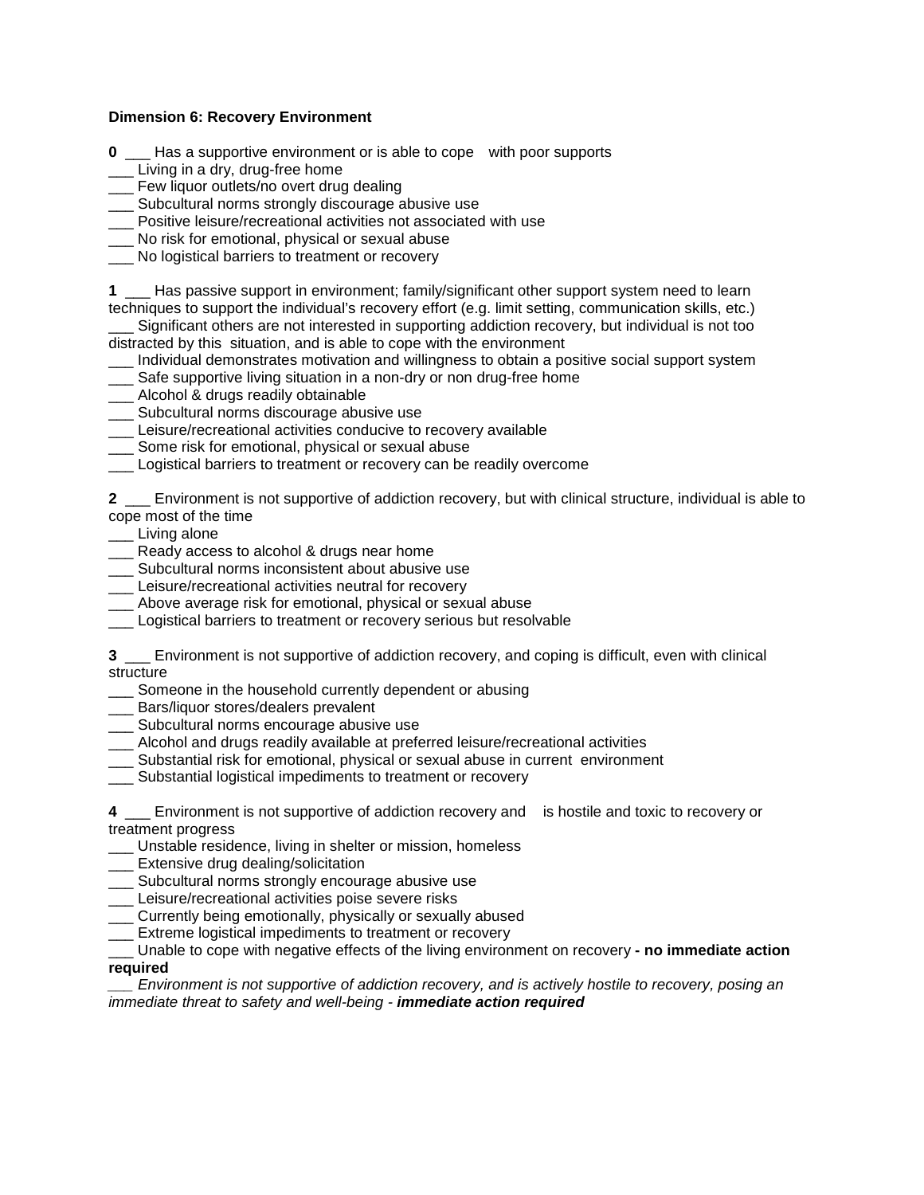**Dimension 6: Recovery Environment**

**0** ___ Has a supportive environment or is able to cope with poor supports
___ Living in a dry, drug-free home
___ Few liquor outlets/no overt drug dealing
___ Subcultural norms strongly discourage abusive use
___ Positive leisure/recreational activities not associated with use
___ No risk for emotional, physical or sexual abuse
___ No logistical barriers to treatment or recovery

**1** ___ Has passive support in environment; family/significant other support system need to learn techniques to support the individual's recovery effort (e.g. limit setting, communication skills, etc.)
___ Significant others are not interested in supporting addiction recovery, but individual is not too distracted by this situation, and is able to cope with the environment
___ Individual demonstrates motivation and willingness to obtain a positive social support system
___ Safe supportive living situation in a non-dry or non drug-free home
___ Alcohol & drugs readily obtainable
___ Subcultural norms discourage abusive use
___ Leisure/recreational activities conducive to recovery available
___ Some risk for emotional, physical or sexual abuse
___ Logistical barriers to treatment or recovery can be readily overcome

**2** ___ Environment is not supportive of addiction recovery, but with clinical structure, individual is able to cope most of the time
___ Living alone
___ Ready access to alcohol & drugs near home
___ Subcultural norms inconsistent about abusive use
___ Leisure/recreational activities neutral for recovery
___ Above average risk for emotional, physical or sexual abuse
___ Logistical barriers to treatment or recovery serious but resolvable

**3** ___ Environment is not supportive of addiction recovery, and coping is difficult, even with clinical structure
___ Someone in the household currently dependent or abusing
___ Bars/liquor stores/dealers prevalent
___ Subcultural norms encourage abusive use
___ Alcohol and drugs readily available at preferred leisure/recreational activities
___ Substantial risk for emotional, physical or sexual abuse in current environment
___ Substantial logistical impediments to treatment or recovery

**4** ___ Environment is not supportive of addiction recovery and is hostile and toxic to recovery or treatment progress
___ Unstable residence, living in shelter or mission, homeless
___ Extensive drug dealing/solicitation
___ Subcultural norms strongly encourage abusive use
___ Leisure/recreational activities poise severe risks
___ Currently being emotionally, physically or sexually abused
___ Extreme logistical impediments to treatment or recovery
___ Unable to cope with negative effects of the living environment on recovery **- no immediate action required**
*___ Environment is not supportive of addiction recovery, and is actively hostile to recovery, posing an immediate threat to safety and well-being -* ***immediate action required***